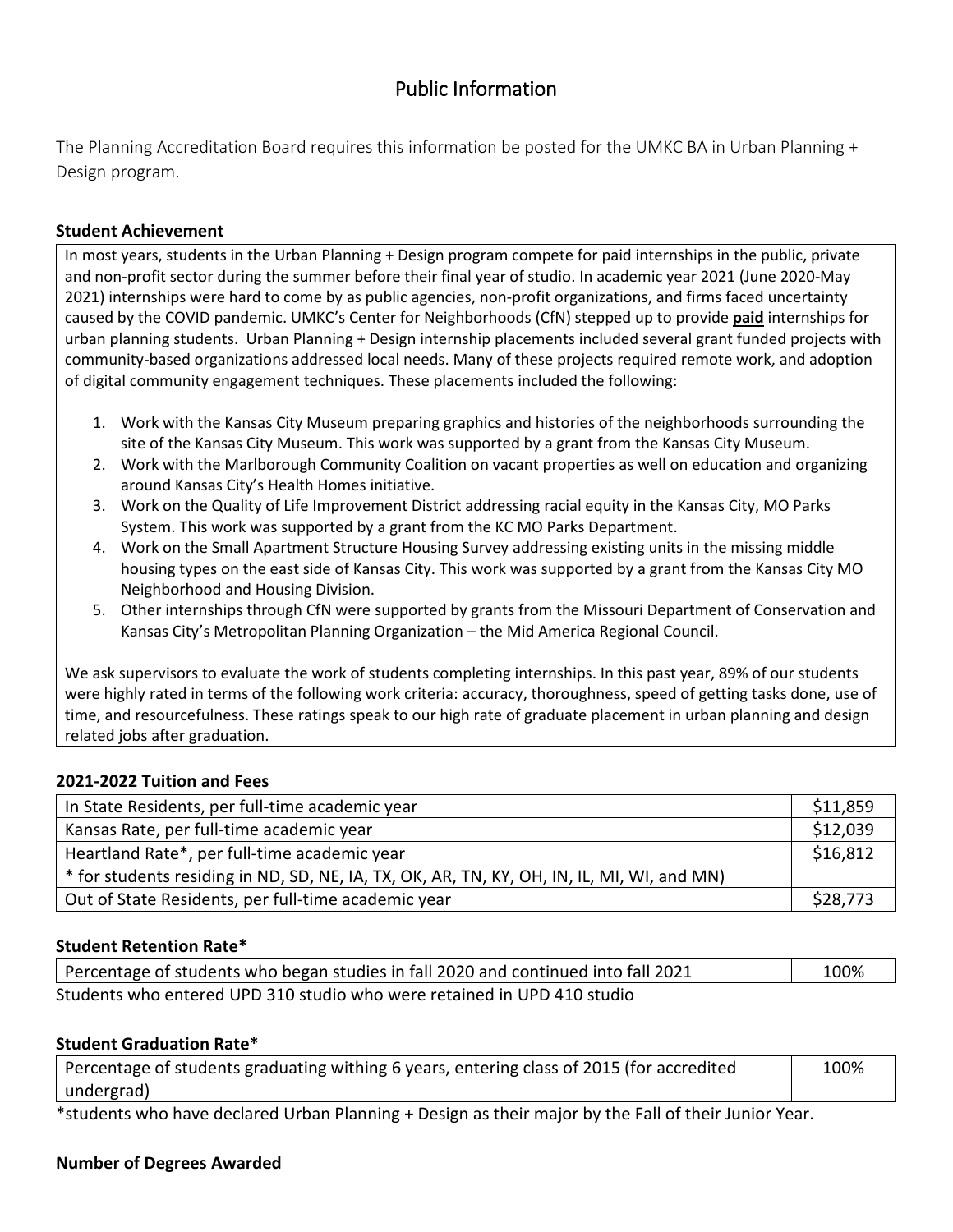# Public Information

The Planning Accreditation Board requires this information be posted for the UMKC BA in Urban Planning + Design program.

**Student Achievement**

In most years, students in the Urban Planning + Design program compete for paid internships in the public, private and non-profit sector during the summer before their final year of studio. In academic year 2021 (June 2020-May 2021) internships were hard to come by as public agencies, non-profit organizations, and firms faced uncertainty caused by the COVID pandemic. UMKC's Center for Neighborhoods (CfN) stepped up to provide **paid** internships for urban planning students. Urban Planning + Design internship placements included several grant funded projects with community-based organizations addressed local needs. Many of these projects required remote work, and adoption of digital community engagement techniques. These placements included the following:

1. Work with the Kansas City Museum preparing graphics and histories of the neighborhoods surrounding the site of the Kansas City Museum. This work was supported by a grant from the Kansas City Museum.
2. Work with the Marlborough Community Coalition on vacant properties as well on education and organizing around Kansas City's Health Homes initiative.
3. Work on the Quality of Life Improvement District addressing racial equity in the Kansas City, MO Parks System. This work was supported by a grant from the KC MO Parks Department.
4. Work on the Small Apartment Structure Housing Survey addressing existing units in the missing middle housing types on the east side of Kansas City. This work was supported by a grant from the Kansas City MO Neighborhood and Housing Division.
5. Other internships through CfN were supported by grants from the Missouri Department of Conservation and Kansas City's Metropolitan Planning Organization – the Mid America Regional Council.

We ask supervisors to evaluate the work of students completing internships. In this past year, 89% of our students were highly rated in terms of the following work criteria: accuracy, thoroughness, speed of getting tasks done, use of time, and resourcefulness. These ratings speak to our high rate of graduate placement in urban planning and design related jobs after graduation.

**2021-2022 Tuition and Fees**

| | |
|---|---|
| In State Residents, per full-time academic year | $11,859 |
| Kansas Rate, per full-time academic year | $12,039 |
| Heartland Rate*, per full-time academic year<br>* for students residing in ND, SD, NE, IA, TX, OK, AR, TN, KY, OH, IN, IL, MI, WI, and MN) | $16,812 |
| Out of State Residents, per full-time academic year | $28,773 |

**Student Retention Rate***

| | |
|---|---|
| Percentage of students who began studies in fall 2020 and continued into fall 2021 | 100% |

Students who entered UPD 310 studio who were retained in UPD 410 studio

**Student Graduation Rate***

| | |
|---|---|
| Percentage of students graduating withing 6 years, entering class of 2015 (for accredited undergrad) | 100% |

*students who have declared Urban Planning + Design as their major by the Fall of their Junior Year.

**Number of Degrees Awarded**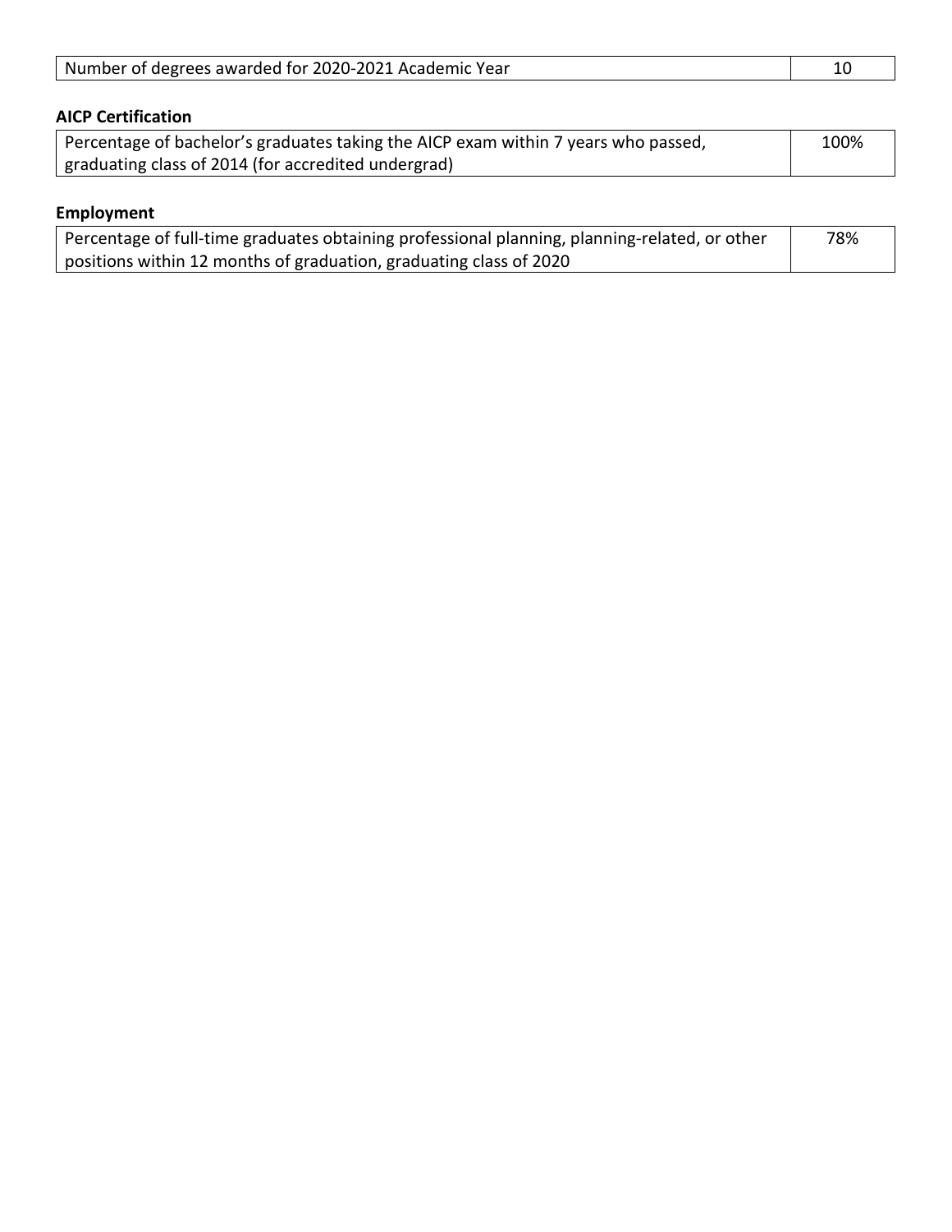| | |
|---|---|
| Number of degrees awarded for 2020-2021 Academic Year | 10 |

**AICP Certification**

| | |
|---|---|
| Percentage of bachelor's graduates taking the AICP exam within 7 years who passed, graduating class of 2014 (for accredited undergrad) | 100% |

**Employment**

| | |
|---|---|
| Percentage of full-time graduates obtaining professional planning, planning-related, or other positions within 12 months of graduation, graduating class of 2020 | 78% |